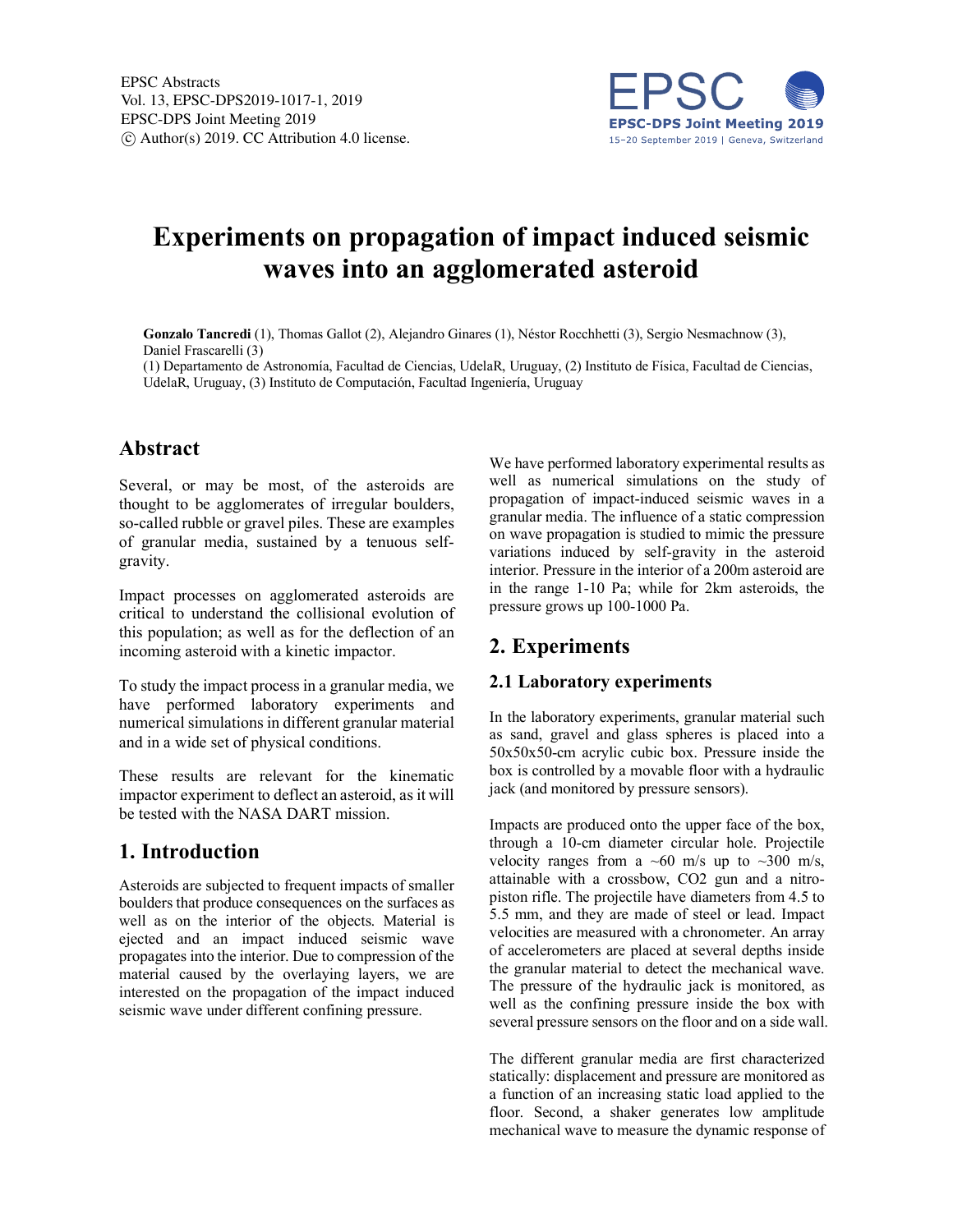EPSC Abstracts
Vol. 13, EPSC-DPS2019-1017-1, 2019
EPSC-DPS Joint Meeting 2019
© Author(s) 2019. CC Attribution 4.0 license.

# Experiments on propagation of impact induced seismic waves into an agglomerated asteroid

**Gonzalo Tancredi** (1), Thomas Gallot (2), Alejandro Ginares (1), Néstor Rocchhetti (3), Sergio Nesmachnow (3), Daniel Frascarelli (3)

(1) Departamento de Astronomía, Facultad de Ciencias, UdelaR, Uruguay, (2) Instituto de Física, Facultad de Ciencias, UdelaR, Uruguay, (3) Instituto de Computación, Facultad Ingeniería, Uruguay

## Abstract

Several, or may be most, of the asteroids are thought to be agglomerates of irregular boulders, so-called rubble or gravel piles. These are examples of granular media, sustained by a tenuous self-gravity.

Impact processes on agglomerated asteroids are critical to understand the collisional evolution of this population; as well as for the deflection of an incoming asteroid with a kinetic impactor.

To study the impact process in a granular media, we have performed laboratory experiments and numerical simulations in different granular material and in a wide set of physical conditions.

These results are relevant for the kinematic impactor experiment to deflect an asteroid, as it will be tested with the NASA DART mission.

## 1. Introduction

Asteroids are subjected to frequent impacts of smaller boulders that produce consequences on the surfaces as well as on the interior of the objects. Material is ejected and an impact induced seismic wave propagates into the interior. Due to compression of the material caused by the overlaying layers, we are interested on the propagation of the impact induced seismic wave under different confining pressure.

We have performed laboratory experimental results as well as numerical simulations on the study of propagation of impact-induced seismic waves in a granular media. The influence of a static compression on wave propagation is studied to mimic the pressure variations induced by self-gravity in the asteroid interior. Pressure in the interior of a 200m asteroid are in the range 1-10 Pa; while for 2km asteroids, the pressure grows up 100-1000 Pa.

## 2. Experiments

### 2.1 Laboratory experiments

In the laboratory experiments, granular material such as sand, gravel and glass spheres is placed into a 50x50x50-cm acrylic cubic box. Pressure inside the box is controlled by a movable floor with a hydraulic jack (and monitored by pressure sensors).

Impacts are produced onto the upper face of the box, through a 10-cm diameter circular hole. Projectile velocity ranges from a ~60 m/s up to ~300 m/s, attainable with a crossbow, $CO_2$ gun and a nitro-piston rifle. The projectile have diameters from 4.5 to 5.5 mm, and they are made of steel or lead. Impact velocities are measured with a chronometer. An array of accelerometers are placed at several depths inside the granular material to detect the mechanical wave. The pressure of the hydraulic jack is monitored, as well as the confining pressure inside the box with several pressure sensors on the floor and on a side wall.

The different granular media are first characterized statically: displacement and pressure are monitored as a function of an increasing static load applied to the floor. Second, a shaker generates low amplitude mechanical wave to measure the dynamic response of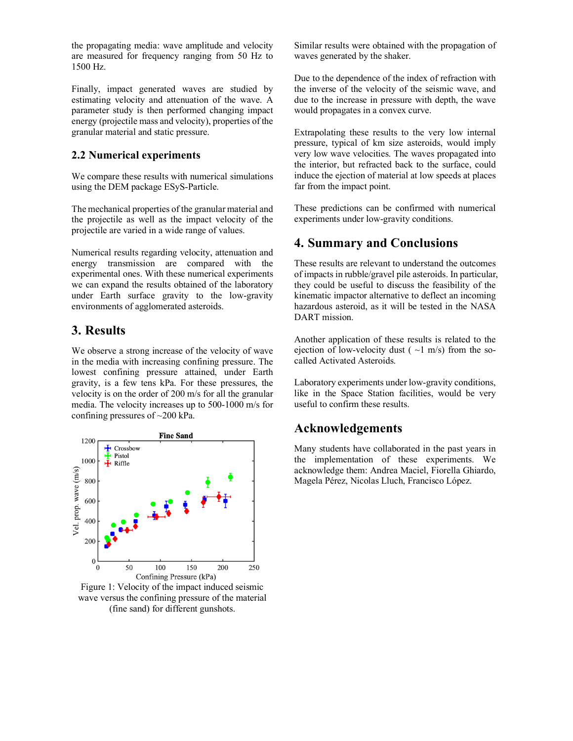the propagating media: wave amplitude and velocity are measured for frequency ranging from 50 Hz to 1500 Hz.

Finally, impact generated waves are studied by estimating velocity and attenuation of the wave. A parameter study is then performed changing impact energy (projectile mass and velocity), properties of the granular material and static pressure.

## 2.2 Numerical experiments

We compare these results with numerical simulations using the DEM package ESyS-Particle.

The mechanical properties of the granular material and the projectile as well as the impact velocity of the projectile are varied in a wide range of values.

Numerical results regarding velocity, attenuation and energy transmission are compared with the experimental ones. With these numerical experiments we can expand the results obtained of the laboratory under Earth surface gravity to the low-gravity environments of agglomerated asteroids.

# 3. Results

We observe a strong increase of the velocity of wave in the media with increasing confining pressure. The lowest confining pressure attained, under Earth gravity, is a few tens kPa. For these pressures, the velocity is on the order of 200 m/s for all the granular media. The velocity increases up to 500-1000 m/s for confining pressures of ~200 kPa.

Fine Sand

Crossbow
Pistol
Riffle

Vel. prop. wave (m/s)

0
200
400
600
800
1000
1200

0
50
100
150
200
250

Confining Pressure (kPa)

Figure 1: Velocity of the impact induced seismic wave versus the confining pressure of the material (fine sand) for different gunshots.

Similar results were obtained with the propagation of waves generated by the shaker.

Due to the dependence of the index of refraction with the inverse of the velocity of the seismic wave, and due to the increase in pressure with depth, the wave would propagates in a convex curve.

Extrapolating these results to the very low internal pressure, typical of km size asteroids, would imply very low wave velocities. The waves propagated into the interior, but refracted back to the surface, could induce the ejection of material at low speeds at places far from the impact point.

These predictions can be confirmed with numerical experiments under low-gravity conditions.

# 4. Summary and Conclusions

These results are relevant to understand the outcomes of impacts in rubble/gravel pile asteroids. In particular, they could be useful to discuss the feasibility of the kinematic impactor alternative to deflect an incoming hazardous asteroid, as it will be tested in the NASA DART mission.

Another application of these results is related to the ejection of low-velocity dust ( ~1 m/s) from the so-called Activated Asteroids.

Laboratory experiments under low-gravity conditions, like in the Space Station facilities, would be very useful to confirm these results.

# Acknowledgements

Many students have collaborated in the past years in the implementation of these experiments. We acknowledge them: Andrea Maciel, Fiorella Ghiardo, Magela Pérez, Nicolas Lluch, Francisco López.